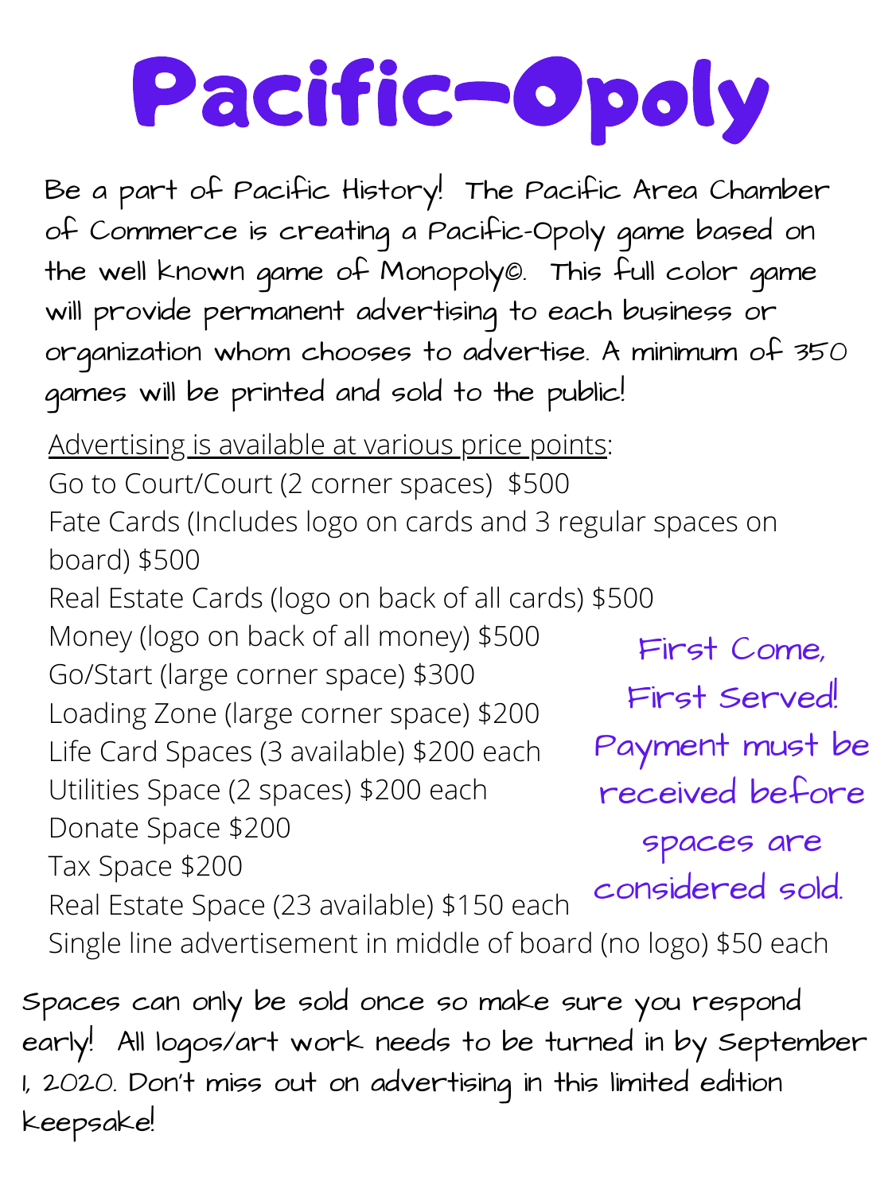# Pacific-Opoly

Be a part of Pacific History! The Pacific Area Chamber of Commerce is creating a Pacific-Opoly game based on the well known game of Monopoly©. This full color game will provide permanent advertising to each business or organization whom chooses to advertise. A minimum of 350 games will be printed and sold to the public!

Advertising is available at various price points:

Go to Court/Court (2 corner spaces) $500
Fate Cards (Includes logo on cards and 3 regular spaces on board) $500
Real Estate Cards (logo on back of all cards) $500
Money (logo on back of all money) $500
Go/Start (large corner space) $300
Loading Zone (large corner space) $200
Life Card Spaces (3 available) $200 each
Utilities Space (2 spaces) $200 each
Donate Space $200
Tax Space $200
Real Estate Space (23 available) $150 each
Single line advertisement in middle of board (no logo) $50 each

First Come, First Served! Payment must be received before spaces are considered sold.

Spaces can only be sold once so make sure you respond early! All logos/art work needs to be turned in by September 1, 2020. Don't miss out on advertising in this limited edition keepsake!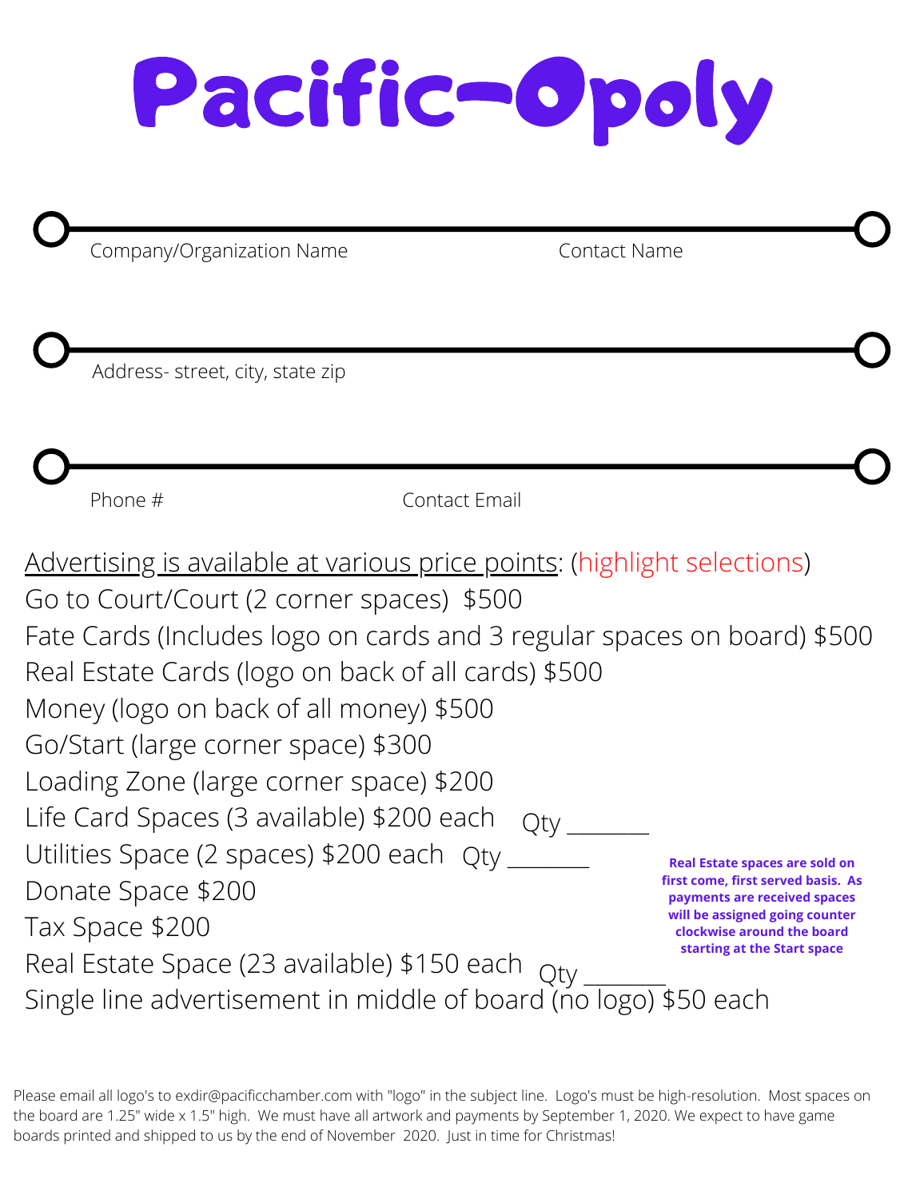# Pacific-Opoly

Company/Organization Name ________________________ Contact Name ________________________

Address- street, city, state zip ________________________________________________

Phone # ________________________ Contact Email ________________________

Advertising is available at various price points: (highlight selections)

Go to Court/Court (2 corner spaces) $500

Fate Cards (Includes logo on cards and 3 regular spaces on board) $500

Real Estate Cards (logo on back of all cards) $500

Money (logo on back of all money) $500

Go/Start (large corner space) $300

Loading Zone (large corner space) $200

Life Card Spaces (3 available) $200 each Qty _______

Utilities Space (2 spaces) $200 each Qty _______

Donate Space $200

Tax Space $200

Real Estate Space (23 available) $150 each Qty _______

Single line advertisement in middle of board (no logo) $50 each

**Real Estate spaces are sold on first come, first served basis. As payments are received spaces will be assigned going counter clockwise around the board starting at the Start space**

Please email all logo's to exdir@pacificchamber.com with "logo" in the subject line. Logo's must be high-resolution. Most spaces on the board are 1.25" wide x 1.5" high. We must have all artwork and payments by September 1, 2020. We expect to have game boards printed and shipped to us by the end of November 2020. Just in time for Christmas!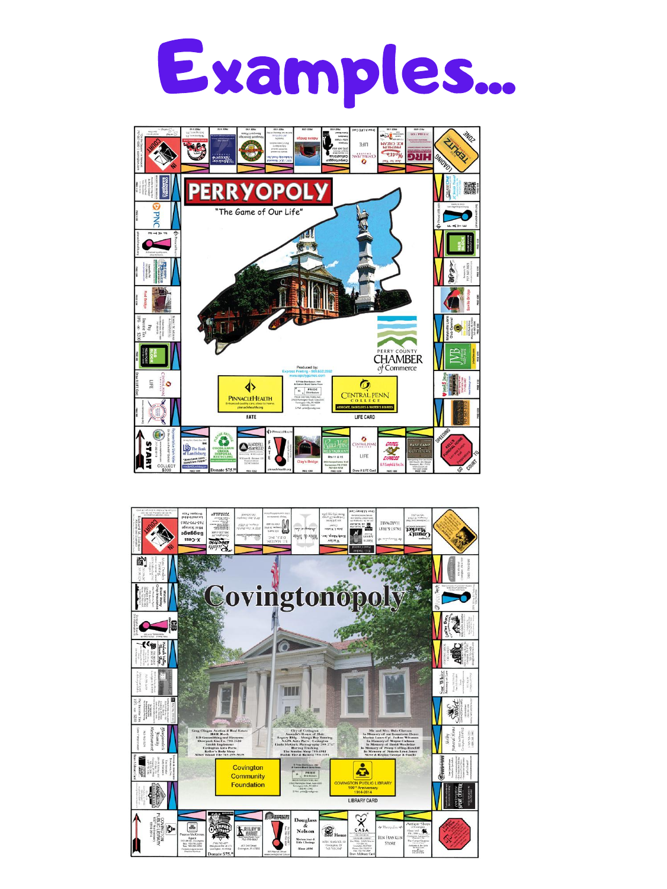# Examples...